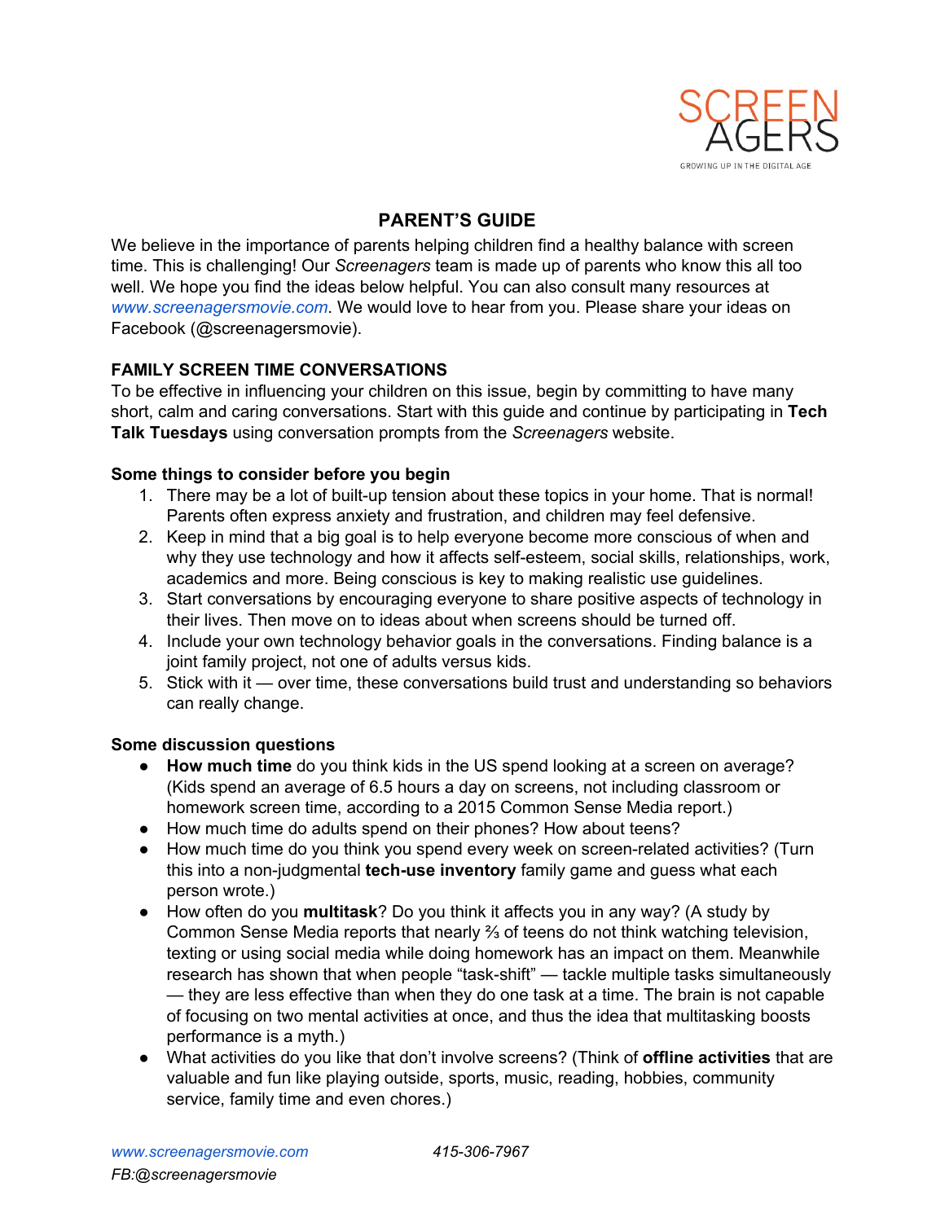SCREEN AGERS

GROWING UP IN THE DIGITAL AGE

# PARENT'S GUIDE

We believe in the importance of parents helping children find a healthy balance with screen time. This is challenging! Our *Screenagers* team is made up of parents who know this all too well. We hope you find the ideas below helpful. You can also consult many resources at www.screenagersmovie.com. We would love to hear from you. Please share your ideas on Facebook (@screenagersmovie).

## FAMILY SCREEN TIME CONVERSATIONS

To be effective in influencing your children on this issue, begin by committing to have many short, calm and caring conversations. Start with this guide and continue by participating in **Tech Talk Tuesdays** using conversation prompts from the *Screenagers* website.

### Some things to consider before you begin

1. There may be a lot of built-up tension about these topics in your home. That is normal! Parents often express anxiety and frustration, and children may feel defensive.
2. Keep in mind that a big goal is to help everyone become more conscious of when and why they use technology and how it affects self-esteem, social skills, relationships, work, academics and more. Being conscious is key to making realistic use guidelines.
3. Start conversations by encouraging everyone to share positive aspects of technology in their lives. Then move on to ideas about when screens should be turned off.
4. Include your own technology behavior goals in the conversations. Finding balance is a joint family project, not one of adults versus kids.
5. Stick with it — over time, these conversations build trust and understanding so behaviors can really change.

### Some discussion questions

- **How much time** do you think kids in the US spend looking at a screen on average? (Kids spend an average of 6.5 hours a day on screens, not including classroom or homework screen time, according to a 2015 Common Sense Media report.)
- How much time do adults spend on their phones? How about teens?
- How much time do you think you spend every week on screen-related activities? (Turn this into a non-judgmental **tech-use inventory** family game and guess what each person wrote.)
- How often do you **multitask**? Do you think it affects you in any way? (A study by Common Sense Media reports that nearly ⅔ of teens do not think watching television, texting or using social media while doing homework has an impact on them. Meanwhile research has shown that when people "task-shift" — tackle multiple tasks simultaneously — they are less effective than when they do one task at a time. The brain is not capable of focusing on two mental activities at once, and thus the idea that multitasking boosts performance is a myth.)
- What activities do you like that don't involve screens? (Think of **offline activities** that are valuable and fun like playing outside, sports, music, reading, hobbies, community service, family time and even chores.)

*www.screenagersmovie.com* *415-306-7967*
*FB:@screenagersmovie*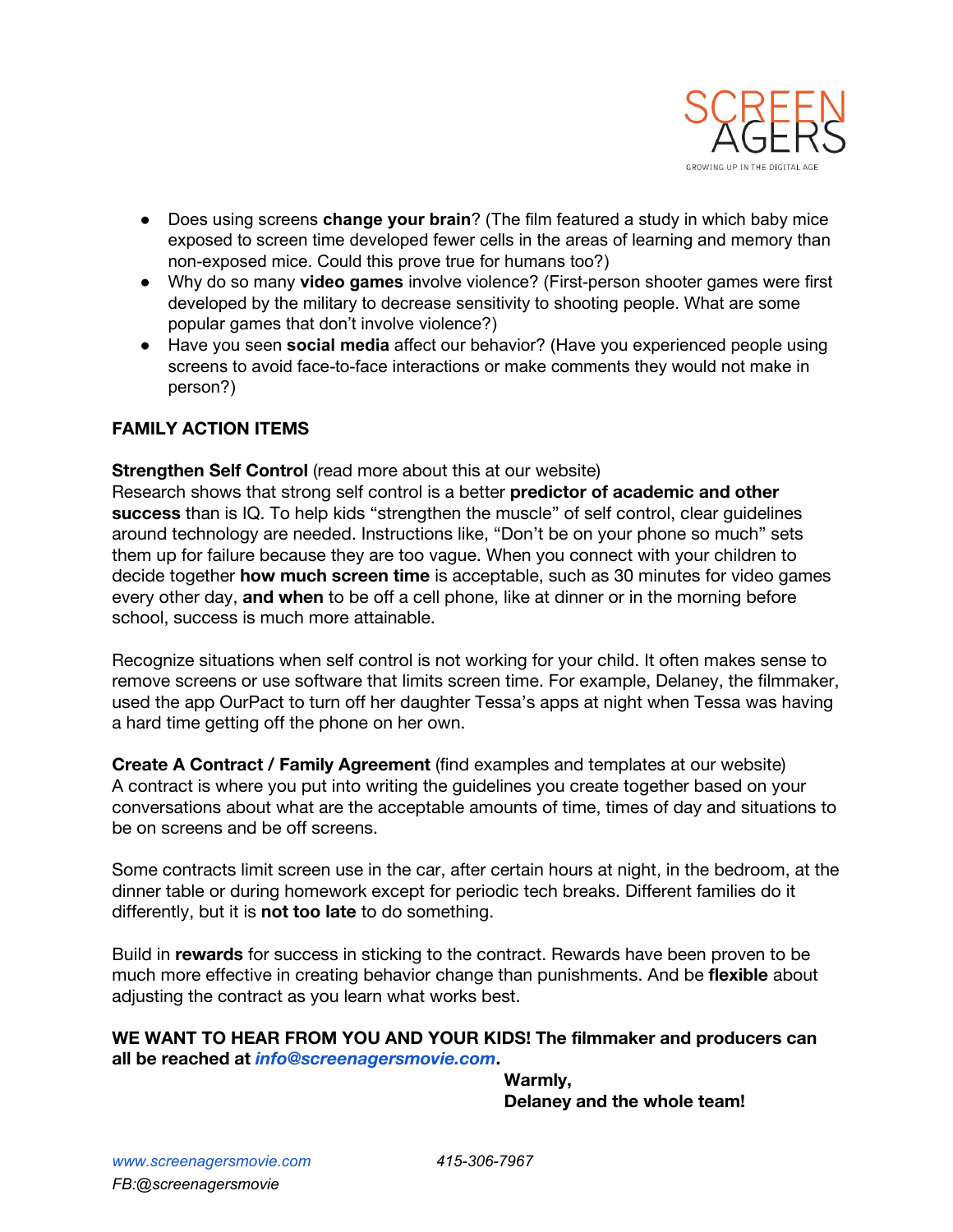- Does using screens **change your brain**? (The film featured a study in which baby mice exposed to screen time developed fewer cells in the areas of learning and memory than non-exposed mice. Could this prove true for humans too?)
- Why do so many **video games** involve violence? (First-person shooter games were first developed by the military to decrease sensitivity to shooting people. What are some popular games that don't involve violence?)
- Have you seen **social media** affect our behavior? (Have you experienced people using screens to avoid face-to-face interactions or make comments they would not make in person?)

**FAMILY ACTION ITEMS**

**Strengthen Self Control** (read more about this at our website)
Research shows that strong self control is a better **predictor of academic and other success** than is IQ. To help kids "strengthen the muscle" of self control, clear guidelines around technology are needed. Instructions like, "Don't be on your phone so much" sets them up for failure because they are too vague. When you connect with your children to decide together **how much screen time** is acceptable, such as 30 minutes for video games every other day, **and when** to be off a cell phone, like at dinner or in the morning before school, success is much more attainable.

Recognize situations when self control is not working for your child. It often makes sense to remove screens or use software that limits screen time. For example, Delaney, the filmmaker, used the app OurPact to turn off her daughter Tessa's apps at night when Tessa was having a hard time getting off the phone on her own.

**Create A Contract / Family Agreement** (find examples and templates at our website)
A contract is where you put into writing the guidelines you create together based on your conversations about what are the acceptable amounts of time, times of day and situations to be on screens and be off screens.

Some contracts limit screen use in the car, after certain hours at night, in the bedroom, at the dinner table or during homework except for periodic tech breaks. Different families do it differently, but it is **not too late** to do something.

Build in **rewards** for success in sticking to the contract. Rewards have been proven to be much more effective in creating behavior change than punishments. And be **flexible** about adjusting the contract as you learn what works best.

**WE WANT TO HEAR FROM YOU AND YOUR KIDS! The filmmaker and producers can all be reached at *info@screenagersmovie.com*.**

**Warmly,**
**Delaney and the whole team!**

*www.screenagersmovie.com* *415-306-7967*
*FB:@screenagersmovie*